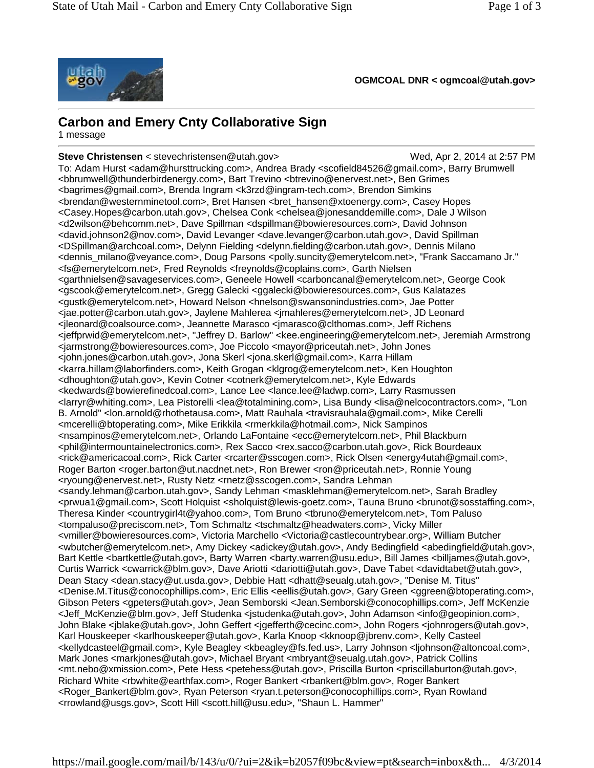OGMCOAL DNR < ogmcoal@utah.gov>

# Carbon and Emery Cnty Collaborative Sign

1 message

**Steve Christensen** < stevechristensen@utah.gov> Wed, Apr 2, 2014 at 2:57 PM

To: Adam Hurst <adam@hursttrucking.com>, Andrea Brady <scofield84526@gmail.com>, Barry Brumwell <bbrumwell@thunderbirdenergy.com>, Bart Trevino <btrevino@enervest.net>, Ben Grimes <bagrimes@gmail.com>, Brenda Ingram <k3rzd@ingram-tech.com>, Brendon Simkins <brendan@westernminetool.com>, Bret Hansen <bret_hansen@xtoenergy.com>, Casey Hopes <Casey.Hopes@carbon.utah.gov>, Chelsea Conk <chelsea@jonesanddemille.com>, Dale J Wilson <d2wilson@behcomm.net>, Dave Spillman <dspillman@bowieresources.com>, David Johnson <david.johnson2@nov.com>, David Levanger <dave.levanger@carbon.utah.gov>, David Spillman <DSpillman@archcoal.com>, Delynn Fielding <delynn.fielding@carbon.utah.gov>, Dennis Milano <dennis_milano@veyance.com>, Doug Parsons <polly.suncity@emerytelcom.net>, "Frank Saccamano Jr." <fs@emerytelcom.net>, Fred Reynolds <freynolds@coplains.com>, Garth Nielsen <garthnielsen@savageservices.com>, Geneele Howell <carboncanal@emerytelcom.net>, George Cook <gscook@emerytelcom.net>, Gregg Galecki <ggalecki@bowieresources.com>, Gus Kalatazes <gustk@emerytelcom.net>, Howard Nelson <hnelson@swansonindustries.com>, Jae Potter <jae.potter@carbon.utah.gov>, Jaylene Mahlerea <jmahleres@emerytelcom.net>, JD Leonard <jleonard@coalsource.com>, Jeannette Marasco <jmarasco@clthomas.com>, Jeff Richens <jeffprwid@emerytelcom.net>, "Jeffrey D. Barlow" <kee.engineering@emerytelcom.net>, Jeremiah Armstrong <jarmstrong@bowieresources.com>, Joe Piccolo <mayor@priceutah.net>, John Jones <john.jones@carbon.utah.gov>, Jona Skerl <jona.skerl@gmail.com>, Karra Hillam <karra.hillam@laborfinders.com>, Keith Grogan <klgrog@emerytelcom.net>, Ken Houghton <dhoughton@utah.gov>, Kevin Cotner <cotnerk@emerytelcom.net>, Kyle Edwards <kedwards@bowierefinedcoal.com>, Lance Lee <lance.lee@ladwp.com>, Larry Rasmussen <larryr@whiting.com>, Lea Pistorelli <lea@totalmining.com>, Lisa Bundy <lisa@nelcocontractors.com>, "Lon B. Arnold" <lon.arnold@rhothetausa.com>, Matt Rauhala <travisrauhala@gmail.com>, Mike Cerelli <mcerelli@btoperating.com>, Mike Erikkila <rmerkkila@hotmail.com>, Nick Sampinos <nsampinos@emerytelcom.net>, Orlando LaFontaine <ecc@emerytelcom.net>, Phil Blackburn <phil@intermountainelectronics.com>, Rex Sacco <rex.sacco@carbon.utah.gov>, Rick Bourdeaux <rick@americacoal.com>, Rick Carter <rcarter@sscogen.com>, Rick Olsen <energy4utah@gmail.com>, Roger Barton <roger.barton@ut.nacdnet.net>, Ron Brewer <ron@priceutah.net>, Ronnie Young <ryoung@enervest.net>, Rusty Netz <rnetz@sscogen.com>, Sandra Lehman <sandy.lehman@carbon.utah.gov>, Sandy Lehman <masklehman@emerytelcom.net>, Sarah Bradley <prwua1@gmail.com>, Scott Holquist <sholquist@lewis-goetz.com>, Tauna Bruno <brunot@sosstaffing.com>, Theresa Kinder <countrygirl4t@yahoo.com>, Tom Bruno <tbruno@emerytelcom.net>, Tom Paluso <tompaluso@preciscom.net>, Tom Schmaltz <tschmaltz@headwaters.com>, Vicky Miller <vmiller@bowieresources.com>, Victoria Marchello <Victoria@castlecountrybear.org>, William Butcher <wbutcher@emerytelcom.net>, Amy Dickey <adickey@utah.gov>, Andy Bedingfield <abedingfield@utah.gov>, Bart Kettle <bartkettle@utah.gov>, Barty Warren <barty.warren@usu.edu>, Bill James <billjames@utah.gov>, Curtis Warrick <cwarrick@blm.gov>, Dave Ariotti <dariotti@utah.gov>, Dave Tabet <davidtabet@utah.gov>, Dean Stacy <dean.stacy@ut.usda.gov>, Debbie Hatt <dhatt@seualg.utah.gov>, "Denise M. Titus" <Denise.M.Titus@conocophillips.com>, Eric Ellis <eellis@utah.gov>, Gary Green <ggreen@btoperating.com>, Gibson Peters <gpeters@utah.gov>, Jean Semborski <Jean.Semborski@conocophillips.com>, Jeff McKenzie <Jeff_McKenzie@blm.gov>, Jeff Studenka <jstudenka@utah.gov>, John Adamson <info@geopinion.com>, John Blake <jblake@utah.gov>, John Geffert <jgefferth@cecinc.com>, John Rogers <johnrogers@utah.gov>, Karl Houskeeper <karlhouskeeper@utah.gov>, Karla Knoop <kknoop@jbrenv.com>, Kelly Casteel <kellydcasteel@gmail.com>, Kyle Beagley <kbeagley@fs.fed.us>, Larry Johnson <ljohnson@altoncoal.com>, Mark Jones <markjones@utah.gov>, Michael Bryant <mbryant@seualg.utah.gov>, Patrick Collins <mt.nebo@xmission.com>, Pete Hess <petehess@utah.gov>, Priscilla Burton <priscillaburton@utah.gov>, Richard White <rbwhite@earthfax.com>, Roger Bankert <rbankert@blm.gov>, Roger Bankert <Roger_Bankert@blm.gov>, Ryan Peterson <ryan.t.peterson@conocophillips.com>, Ryan Rowland <rrowland@usgs.gov>, Scott Hill <scott.hill@usu.edu>, "Shaun L. Hammer"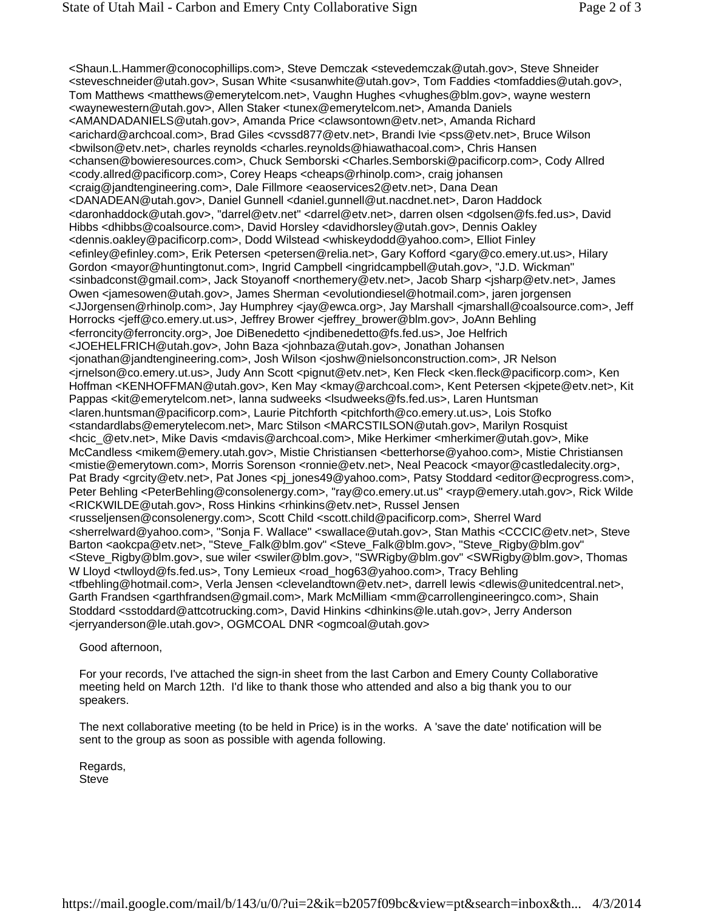<Shaun.L.Hammer@conocophillips.com>, Steve Demczak <stevedemczak@utah.gov>, Steve Shneider <steveschneider@utah.gov>, Susan White <susanwhite@utah.gov>, Tom Faddies <tomfaddies@utah.gov>, Tom Matthews <matthews@emerytelcom.net>, Vaughn Hughes <vhughes@blm.gov>, wayne western <waynewestern@utah.gov>, Allen Staker <tunex@emerytelcom.net>, Amanda Daniels <AMANDADANIELS@utah.gov>, Amanda Price <clawsontown@etv.net>, Amanda Richard <arichard@archcoal.com>, Brad Giles <cvssd877@etv.net>, Brandi Ivie <pss@etv.net>, Bruce Wilson <bwilson@etv.net>, charles reynolds <charles.reynolds@hiawathacoal.com>, Chris Hansen <chansen@bowieresources.com>, Chuck Semborski <Charles.Semborski@pacificorp.com>, Cody Allred <cody.allred@pacificorp.com>, Corey Heaps <cheaps@rhinolp.com>, craig johansen <craig@jandtengineering.com>, Dale Fillmore <eaoservices2@etv.net>, Dana Dean <DANADEAN@utah.gov>, Daniel Gunnell <daniel.gunnell@ut.nacdnet.net>, Daron Haddock <daronhaddock@utah.gov>, "darrel@etv.net" <darrel@etv.net>, darren olsen <dgolsen@fs.fed.us>, David Hibbs <dhibbs@coalsource.com>, David Horsley <davidhorsley@utah.gov>, Dennis Oakley <dennis.oakley@pacificorp.com>, Dodd Wilstead <whiskeydodd@yahoo.com>, Elliot Finley <efinley@efinley.com>, Erik Petersen <petersen@relia.net>, Gary Kofford <gary@co.emery.ut.us>, Hilary Gordon <mayor@huntingtonut.com>, Ingrid Campbell <ingridcampbell@utah.gov>, "J.D. Wickman" <sinbadconst@gmail.com>, Jack Stoyanoff <northemery@etv.net>, Jacob Sharp <jsharp@etv.net>, James Owen <jamesowen@utah.gov>, James Sherman <evolutiondiesel@hotmail.com>, jaren jorgensen <JJorgensen@rhinolp.com>, Jay Humphrey <jay@ewca.org>, Jay Marshall <jmarshall@coalsource.com>, Jeff Horrocks <jeff@co.emery.ut.us>, Jeffrey Brower <jeffrey_brower@blm.gov>, JoAnn Behling <ferroncity@ferroncity.org>, Joe DiBenedetto <jndibenedetto@fs.fed.us>, Joe Helfrich <JOEHELFRICH@utah.gov>, John Baza <johnbaza@utah.gov>, Jonathan Johansen <jonathan@jandtengineering.com>, Josh Wilson <joshw@nielsonconstruction.com>, JR Nelson <jrnelson@co.emery.ut.us>, Judy Ann Scott <pignut@etv.net>, Ken Fleck <ken.fleck@pacificorp.com>, Ken Hoffman <KENHOFFMAN@utah.gov>, Ken May <kmay@archcoal.com>, Kent Petersen <kjpete@etv.net>, Kit Pappas <kit@emerytelcom.net>, lanna sudweeks <lsudweeks@fs.fed.us>, Laren Huntsman <laren.huntsman@pacificorp.com>, Laurie Pitchforth <pitchforth@co.emery.ut.us>, Lois Stofko <standardlabs@emerytelecom.net>, Marc Stilson <MARCSTILSON@utah.gov>, Marilyn Rosquist <hcic_@etv.net>, Mike Davis <mdavis@archcoal.com>, Mike Herkimer <mherkimer@utah.gov>, Mike McCandless <mikem@emery.utah.gov>, Mistie Christiansen <betterhorse@yahoo.com>, Mistie Christiansen <mistie@emerytown.com>, Morris Sorenson <ronnie@etv.net>, Neal Peacock <mayor@castledalecity.org>, Pat Brady <grcity@etv.net>, Pat Jones <pj_jones49@yahoo.com>, Patsy Stoddard <editor@ecprogress.com>, Peter Behling <PeterBehling@consolenergy.com>, "ray@co.emery.ut.us" <rayp@emery.utah.gov>, Rick Wilde <RICKWILDE@utah.gov>, Ross Hinkins <rhinkins@etv.net>, Russel Jensen <russeljensen@consolenergy.com>, Scott Child <scott.child@pacificorp.com>, Sherrel Ward <sherrelward@yahoo.com>, "Sonja F. Wallace" <swallace@utah.gov>, Stan Mathis <CCCIC@etv.net>, Steve Barton <aokcpa@etv.net>, "Steve_Falk@blm.gov" <Steve_Falk@blm.gov>, "Steve_Rigby@blm.gov" <Steve_Rigby@blm.gov>, sue wiler <swiler@blm.gov>, "SWRigby@blm.gov" <SWRigby@blm.gov>, Thomas W Lloyd <twlloyd@fs.fed.us>, Tony Lemieux <road_hog63@yahoo.com>, Tracy Behling <tfbehling@hotmail.com>, Verla Jensen <clevelandtown@etv.net>, darrell lewis <dlewis@unitedcentral.net>, Garth Frandsen <garthfrandsen@gmail.com>, Mark McMilliam <mm@carrollengineeringco.com>, Shain Stoddard <sstoddard@attcotrucking.com>, David Hinkins <dhinkins@le.utah.gov>, Jerry Anderson <jerryanderson@le.utah.gov>, OGMCOAL DNR <ogmcoal@utah.gov>

Good afternoon,

For your records, I've attached the sign-in sheet from the last Carbon and Emery County Collaborative meeting held on March 12th. I'd like to thank those who attended and also a big thank you to our speakers.

The next collaborative meeting (to be held in Price) is in the works. A 'save the date' notification will be sent to the group as soon as possible with agenda following.

Regards,
Steve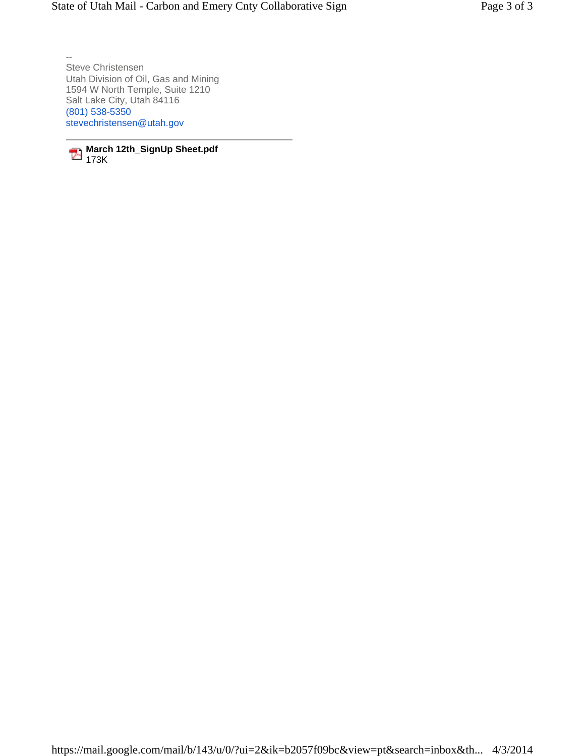--
Steve Christensen
Utah Division of Oil, Gas and Mining
1594 W North Temple, Suite 1210
Salt Lake City, Utah 84116
(801) 538-5350
stevechristensen@utah.gov

---

**March 12th_SignUp Sheet.pdf**
173K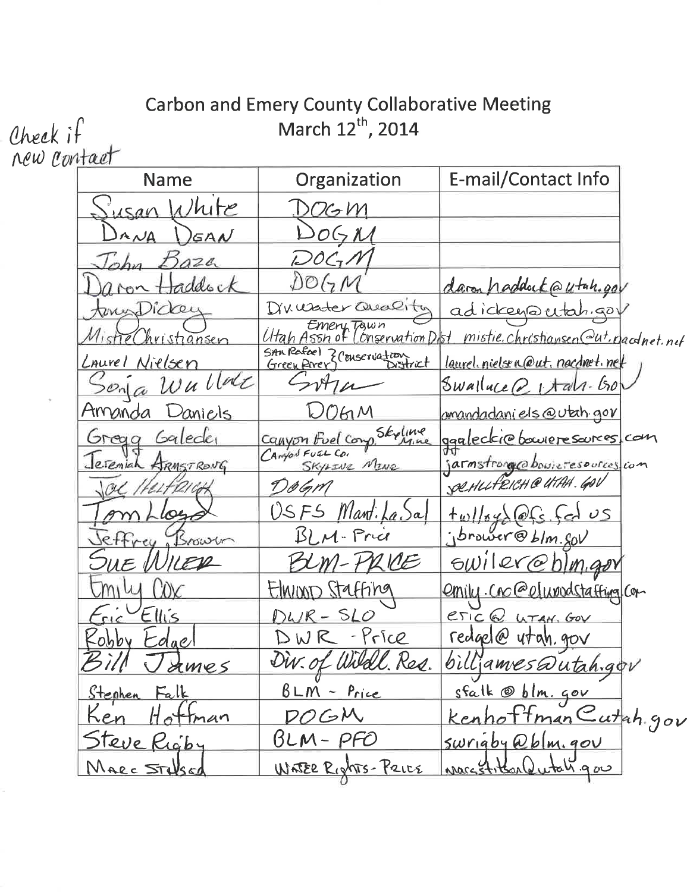# Carbon and Emery County Collaborative Meeting

March 12th, 2014

Check if new contact

| Name | Organization | E-mail/Contact Info |
|---|---|---|
| Susan White | DOGM | |
| Dana Dean | DOGM | |
| John Baza | DOGM | |
| Daron Haddock | DOGM | daronhaddock@utah.gov |
| Amy Dickey | Div. Water Quality | adickey@utah.gov |
| Mistie Christiansen | Emery Town Utah Assn of Conservation Dist | mistie.christiansen@ut.nacdnet.net |
| Laurel Nielsen | San Rafael ? Green River Conservation District | laurel.nielsen@ut.nacdnet.net |
| Sonja Wallace | SITLA | Swallace@utah.gov |
| Amanda Daniels | DOGM | amandadaniels@utah.gov |
| Gregg Galecki | Canyon Fuel Corp. Skyline Mine | ggalecki@bowieresources.com |
| Jeremiah Armstrong | Canyon Fuel Co. Skyline Mine | jarmstrong@bowieresources.com |
| Joe Helfrich | DOGM | joehelfrich@utah.gov |
| Tom Lloyd | USFS Manti-La Sal | twlloyd@fs.fed.us |
| Jeffrey Brown | BLM - Price | jbrower@blm.gov |
| Sue Wiler | BLM - Price | swiler@blm.gov |
| Emily Cox | Elwood Staffing | emily.cox@elwoodstaffing.com |
| Eric Ellis | DWR - SLO | eric@utah.gov |
| Robby Edgel | DWR - Price | redgel@utah.gov |
| Bill James | Div. of Wildl. Res. | billjames@utah.gov |
| Stephen Falk | BLM - Price | sfalk@blm.gov |
| Ken Hoffman | DOGM | kenhoffman@utah.gov |
| Steve Rigby | BLM - PFO | srigby@blm.gov |
| Marc Stilson | Water Rights - Price | marcstilson@utah.gov |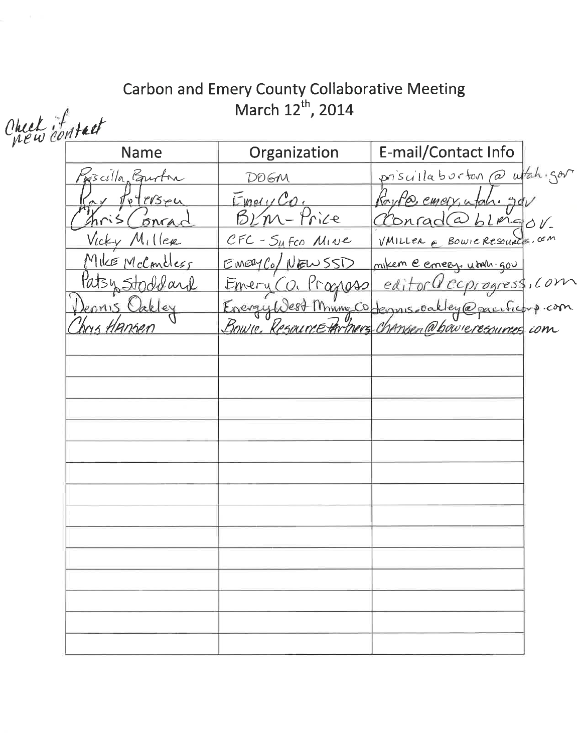# Carbon and Emery County Collaborative Meeting

March 12th, 2014

Check if new contact

| Name | Organization | E-mail/Contact Info |
|---|---|---|
| Priscilla Burton | DOGM | priscillaburton@utah.gov |
| Ray Petersen | Emery Co. | RayP@emery.utah.gov |
| Chris Conrad | BLM-Price | cconrad@blm.gov |
| Vicky Miller | CFC - Sufco Mine | VMILLER@BOWIERESOURCES.COM |
| Mike McCandless | EMERY Co/ NEW SSD | mikem@emery.utah.gov |
| Patsy Stoddard | Emery Co. Progress | editor@ecprogress.com |
| Dennis Oakley | EnergyWest Mining Co | dennis.oakley@pacificorp.com |
| Chris Hansen | Bowie Resource Partners | chansen@bowieresources.com |
| | | |
| | | |
| | | |
| | | |
| | | |
| | | |
| | | |
| | | |
| | | |
| | | |
| | | |
| | | |
| | | |
| | | |
| | | |
| | | |